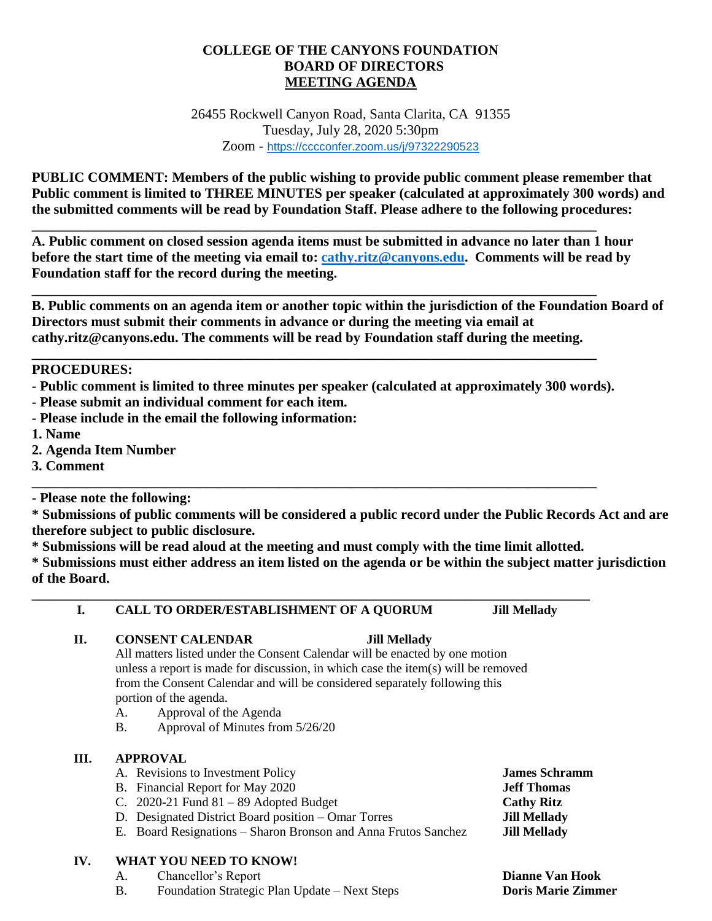# COLLEGE OF THE CANYONS FOUNDATION
## BOARD OF DIRECTORS
## MEETING AGENDA

26455 Rockwell Canyon Road, Santa Clarita, CA 91355
Tuesday, July 28, 2020 5:30pm
Zoom - https://cccconfer.zoom.us/j/97322290523

**PUBLIC COMMENT: Members of the public wishing to provide public comment please remember that Public comment is limited to THREE MINUTES per speaker (calculated at approximately 300 words) and the submitted comments will be read by Foundation Staff. Please adhere to the following procedures:**

---

**A. Public comment on closed session agenda items must be submitted in advance no later than 1 hour before the start time of the meeting via email to: cathy.ritz@canyons.edu. Comments will be read by Foundation staff for the record during the meeting.**

---

**B. Public comments on an agenda item or another topic within the jurisdiction of the Foundation Board of Directors must submit their comments in advance or during the meeting via email at cathy.ritz@canyons.edu. The comments will be read by Foundation staff during the meeting.**

---

**PROCEDURES:**

**- Public comment is limited to three minutes per speaker (calculated at approximately 300 words).**
**- Please submit an individual comment for each item.**
**- Please include in the email the following information:**
**1. Name**
**2. Agenda Item Number**
**3. Comment**

---

**- Please note the following:**
**\* Submissions of public comments will be considered a public record under the Public Records Act and are therefore subject to public disclosure.**
**\* Submissions will be read aloud at the meeting and must comply with the time limit allotted.**
**\* Submissions must either address an item listed on the agenda or be within the subject matter jurisdiction of the Board.**

---

**I. CALL TO ORDER/ESTABLISHMENT OF A QUORUM** — **Jill Mellady**

**II. CONSENT CALENDAR** — **Jill Mellady**

All matters listed under the Consent Calendar will be enacted by one motion unless a report is made for discussion, in which case the item(s) will be removed from the Consent Calendar and will be considered separately following this portion of the agenda.

A. Approval of the Agenda
B. Approval of Minutes from 5/26/20

**III. APPROVAL**

A. Revisions to Investment Policy — **James Schramm**
B. Financial Report for May 2020 — **Jeff Thomas**
C. 2020-21 Fund 81 – 89 Adopted Budget — **Cathy Ritz**
D. Designated District Board position – Omar Torres — **Jill Mellady**
E. Board Resignations – Sharon Bronson and Anna Frutos Sanchez — **Jill Mellady**

**IV. WHAT YOU NEED TO KNOW!**

A. Chancellor's Report — **Dianne Van Hook**
B. Foundation Strategic Plan Update – Next Steps — **Doris Marie Zimmer**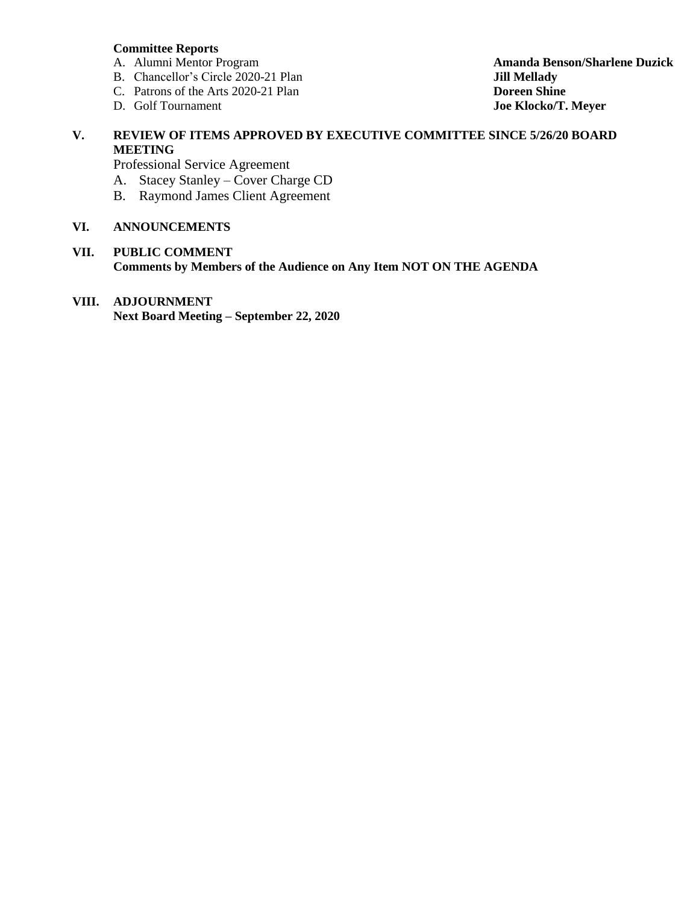**Committee Reports**

A. Alumni Mentor Program **Amanda Benson/Sharlene Duzick**
B. Chancellor's Circle 2020-21 Plan **Jill Mellady**
C. Patrons of the Arts 2020-21 Plan **Doreen Shine**
D. Golf Tournament **Joe Klocko/T. Meyer**

**V. REVIEW OF ITEMS APPROVED BY EXECUTIVE COMMITTEE SINCE 5/26/20 BOARD MEETING**

Professional Service Agreement

A. Stacey Stanley – Cover Charge CD
B. Raymond James Client Agreement

**VI. ANNOUNCEMENTS**

**VII. PUBLIC COMMENT**
**Comments by Members of the Audience on Any Item NOT ON THE AGENDA**

**VIII. ADJOURNMENT**
**Next Board Meeting – September 22, 2020**